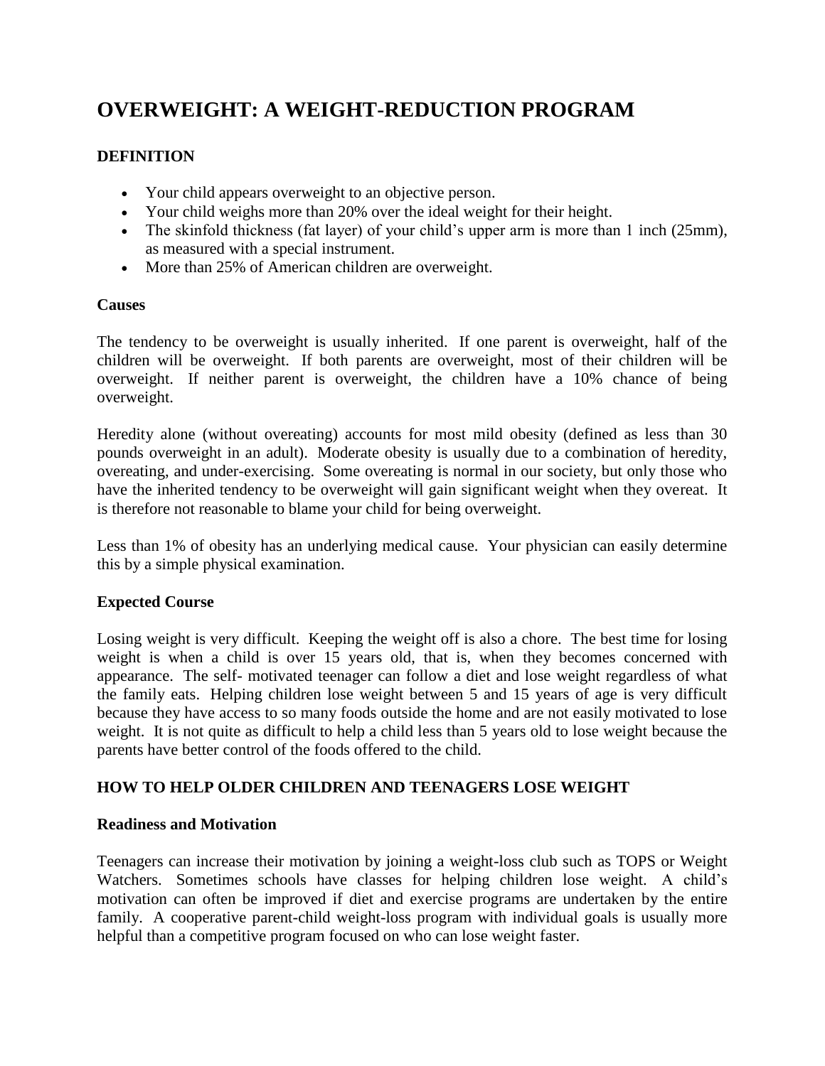# OVERWEIGHT: A WEIGHT-REDUCTION PROGRAM

### DEFINITION

- Your child appears overweight to an objective person.
- Your child weighs more than 20% over the ideal weight for their height.
- The skinfold thickness (fat layer) of your child's upper arm is more than 1 inch (25mm), as measured with a special instrument.
- More than 25% of American children are overweight.

### Causes

The tendency to be overweight is usually inherited. If one parent is overweight, half of the children will be overweight. If both parents are overweight, most of their children will be overweight. If neither parent is overweight, the children have a 10% chance of being overweight.

Heredity alone (without overeating) accounts for most mild obesity (defined as less than 30 pounds overweight in an adult). Moderate obesity is usually due to a combination of heredity, overeating, and under-exercising. Some overeating is normal in our society, but only those who have the inherited tendency to be overweight will gain significant weight when they overeat. It is therefore not reasonable to blame your child for being overweight.

Less than 1% of obesity has an underlying medical cause. Your physician can easily determine this by a simple physical examination.

### Expected Course

Losing weight is very difficult. Keeping the weight off is also a chore. The best time for losing weight is when a child is over 15 years old, that is, when they becomes concerned with appearance. The self- motivated teenager can follow a diet and lose weight regardless of what the family eats. Helping children lose weight between 5 and 15 years of age is very difficult because they have access to so many foods outside the home and are not easily motivated to lose weight. It is not quite as difficult to help a child less than 5 years old to lose weight because the parents have better control of the foods offered to the child.

### HOW TO HELP OLDER CHILDREN AND TEENAGERS LOSE WEIGHT

### Readiness and Motivation

Teenagers can increase their motivation by joining a weight-loss club such as TOPS or Weight Watchers. Sometimes schools have classes for helping children lose weight. A child's motivation can often be improved if diet and exercise programs are undertaken by the entire family. A cooperative parent-child weight-loss program with individual goals is usually more helpful than a competitive program focused on who can lose weight faster.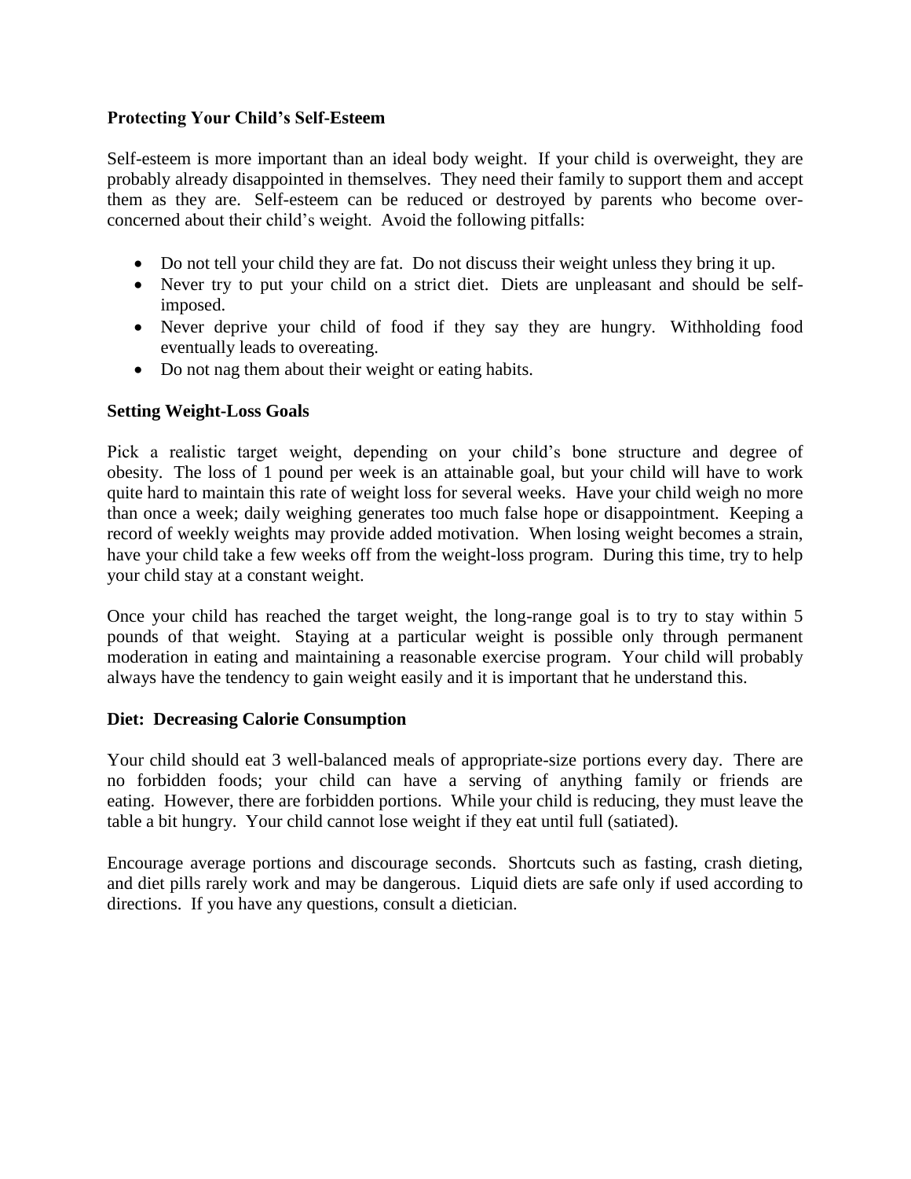### Protecting Your Child's Self-Esteem

Self-esteem is more important than an ideal body weight. If your child is overweight, they are probably already disappointed in themselves. They need their family to support them and accept them as they are. Self-esteem can be reduced or destroyed by parents who become over-concerned about their child's weight. Avoid the following pitfalls:

- Do not tell your child they are fat. Do not discuss their weight unless they bring it up.
- Never try to put your child on a strict diet. Diets are unpleasant and should be self-imposed.
- Never deprive your child of food if they say they are hungry. Withholding food eventually leads to overeating.
- Do not nag them about their weight or eating habits.

### Setting Weight-Loss Goals

Pick a realistic target weight, depending on your child's bone structure and degree of obesity. The loss of 1 pound per week is an attainable goal, but your child will have to work quite hard to maintain this rate of weight loss for several weeks. Have your child weigh no more than once a week; daily weighing generates too much false hope or disappointment. Keeping a record of weekly weights may provide added motivation. When losing weight becomes a strain, have your child take a few weeks off from the weight-loss program. During this time, try to help your child stay at a constant weight.

Once your child has reached the target weight, the long-range goal is to try to stay within 5 pounds of that weight. Staying at a particular weight is possible only through permanent moderation in eating and maintaining a reasonable exercise program. Your child will probably always have the tendency to gain weight easily and it is important that he understand this.

### Diet: Decreasing Calorie Consumption

Your child should eat 3 well-balanced meals of appropriate-size portions every day. There are no forbidden foods; your child can have a serving of anything family or friends are eating. However, there are forbidden portions. While your child is reducing, they must leave the table a bit hungry. Your child cannot lose weight if they eat until full (satiated).

Encourage average portions and discourage seconds. Shortcuts such as fasting, crash dieting, and diet pills rarely work and may be dangerous. Liquid diets are safe only if used according to directions. If you have any questions, consult a dietician.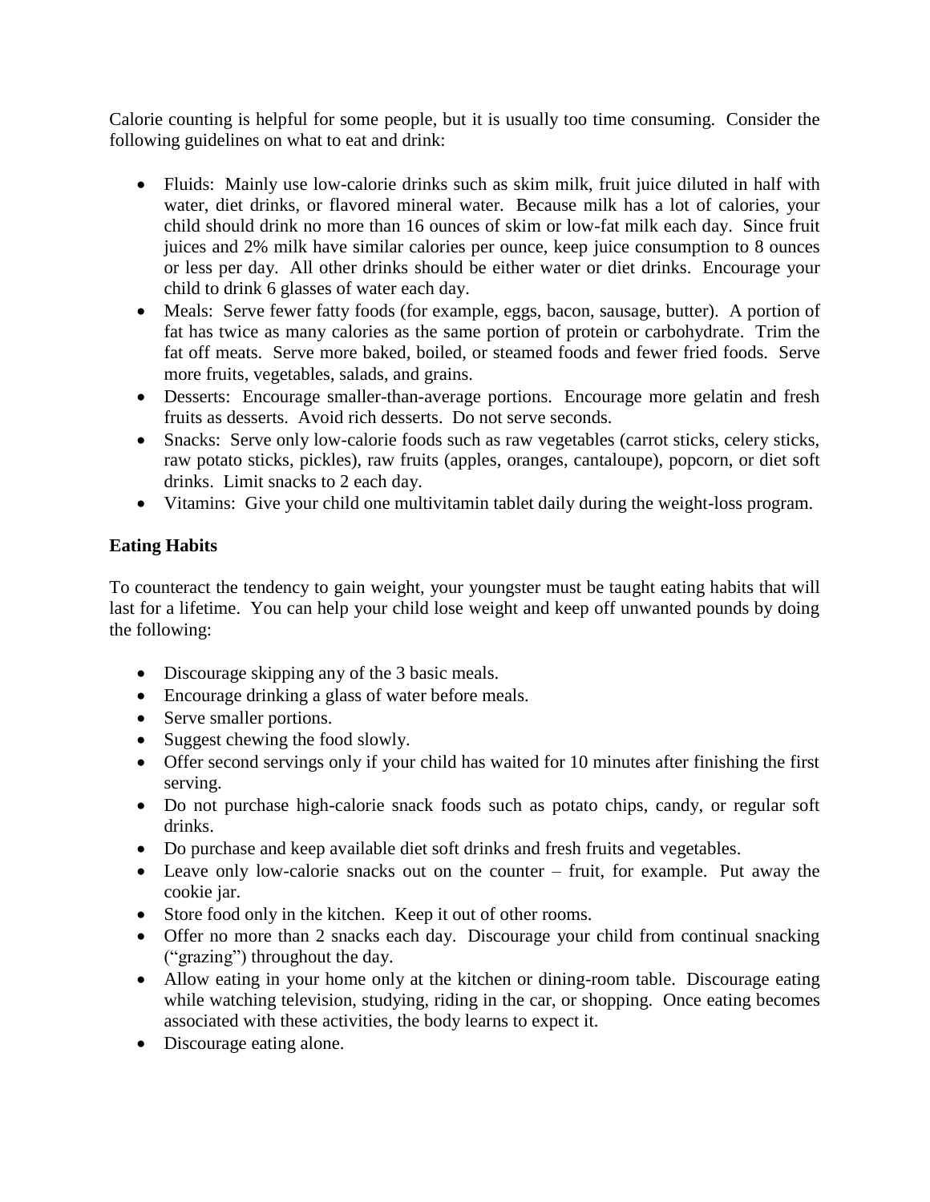Calorie counting is helpful for some people, but it is usually too time consuming. Consider the following guidelines on what to eat and drink:

- Fluids: Mainly use low-calorie drinks such as skim milk, fruit juice diluted in half with water, diet drinks, or flavored mineral water. Because milk has a lot of calories, your child should drink no more than 16 ounces of skim or low-fat milk each day. Since fruit juices and 2% milk have similar calories per ounce, keep juice consumption to 8 ounces or less per day. All other drinks should be either water or diet drinks. Encourage your child to drink 6 glasses of water each day.
- Meals: Serve fewer fatty foods (for example, eggs, bacon, sausage, butter). A portion of fat has twice as many calories as the same portion of protein or carbohydrate. Trim the fat off meats. Serve more baked, boiled, or steamed foods and fewer fried foods. Serve more fruits, vegetables, salads, and grains.
- Desserts: Encourage smaller-than-average portions. Encourage more gelatin and fresh fruits as desserts. Avoid rich desserts. Do not serve seconds.
- Snacks: Serve only low-calorie foods such as raw vegetables (carrot sticks, celery sticks, raw potato sticks, pickles), raw fruits (apples, oranges, cantaloupe), popcorn, or diet soft drinks. Limit snacks to 2 each day.
- Vitamins: Give your child one multivitamin tablet daily during the weight-loss program.

**Eating Habits**

To counteract the tendency to gain weight, your youngster must be taught eating habits that will last for a lifetime. You can help your child lose weight and keep off unwanted pounds by doing the following:

- Discourage skipping any of the 3 basic meals.
- Encourage drinking a glass of water before meals.
- Serve smaller portions.
- Suggest chewing the food slowly.
- Offer second servings only if your child has waited for 10 minutes after finishing the first serving.
- Do not purchase high-calorie snack foods such as potato chips, candy, or regular soft drinks.
- Do purchase and keep available diet soft drinks and fresh fruits and vegetables.
- Leave only low-calorie snacks out on the counter – fruit, for example. Put away the cookie jar.
- Store food only in the kitchen. Keep it out of other rooms.
- Offer no more than 2 snacks each day. Discourage your child from continual snacking ("grazing") throughout the day.
- Allow eating in your home only at the kitchen or dining-room table. Discourage eating while watching television, studying, riding in the car, or shopping. Once eating becomes associated with these activities, the body learns to expect it.
- Discourage eating alone.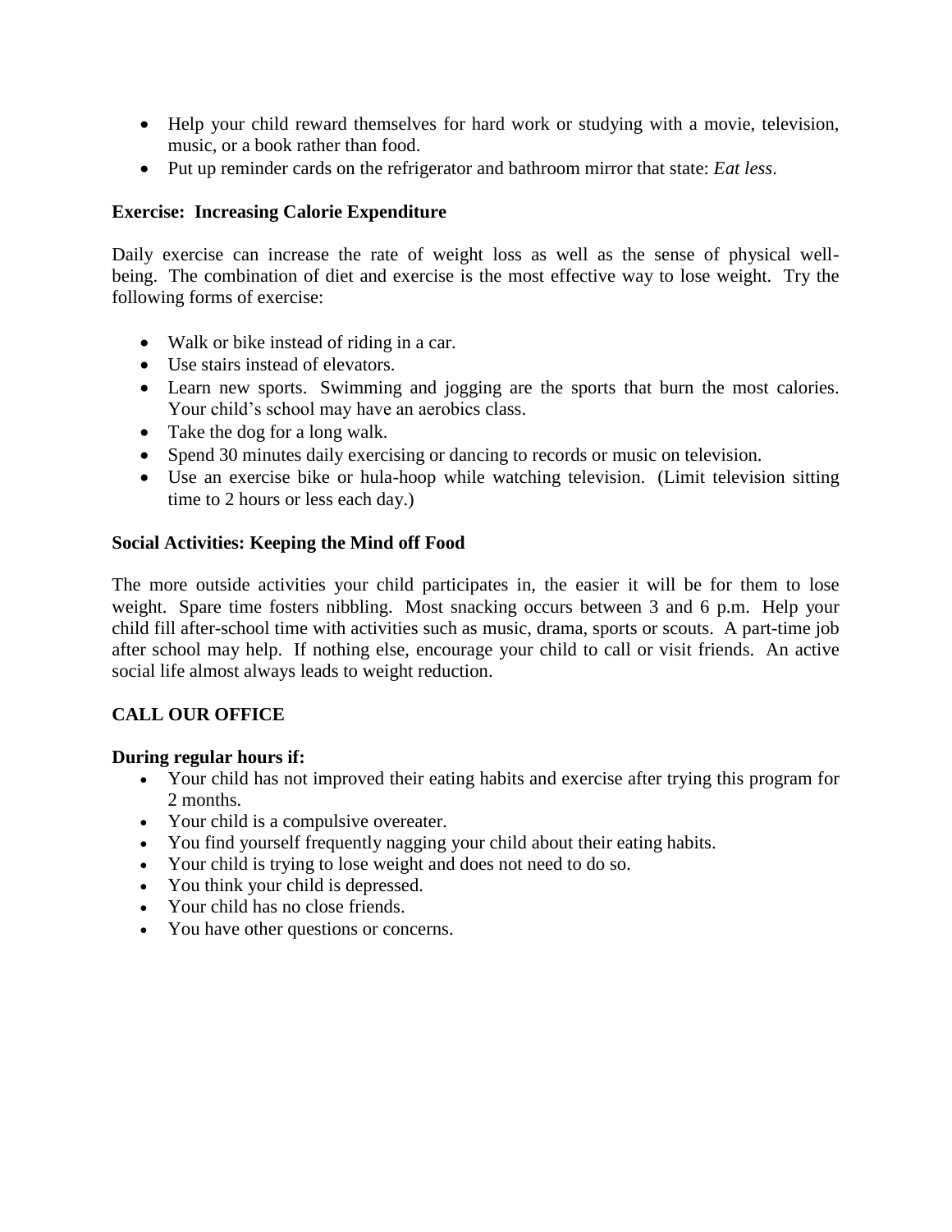- Help your child reward themselves for hard work or studying with a movie, television, music, or a book rather than food.
- Put up reminder cards on the refrigerator and bathroom mirror that state: *Eat less*.

**Exercise: Increasing Calorie Expenditure**

Daily exercise can increase the rate of weight loss as well as the sense of physical well-being. The combination of diet and exercise is the most effective way to lose weight. Try the following forms of exercise:

- Walk or bike instead of riding in a car.
- Use stairs instead of elevators.
- Learn new sports. Swimming and jogging are the sports that burn the most calories. Your child's school may have an aerobics class.
- Take the dog for a long walk.
- Spend 30 minutes daily exercising or dancing to records or music on television.
- Use an exercise bike or hula-hoop while watching television. (Limit television sitting time to 2 hours or less each day.)

**Social Activities: Keeping the Mind off Food**

The more outside activities your child participates in, the easier it will be for them to lose weight. Spare time fosters nibbling. Most snacking occurs between 3 and 6 p.m. Help your child fill after-school time with activities such as music, drama, sports or scouts. A part-time job after school may help. If nothing else, encourage your child to call or visit friends. An active social life almost always leads to weight reduction.

**CALL OUR OFFICE**

**During regular hours if:**

- Your child has not improved their eating habits and exercise after trying this program for 2 months.
- Your child is a compulsive overeater.
- You find yourself frequently nagging your child about their eating habits.
- Your child is trying to lose weight and does not need to do so.
- You think your child is depressed.
- Your child has no close friends.
- You have other questions or concerns.